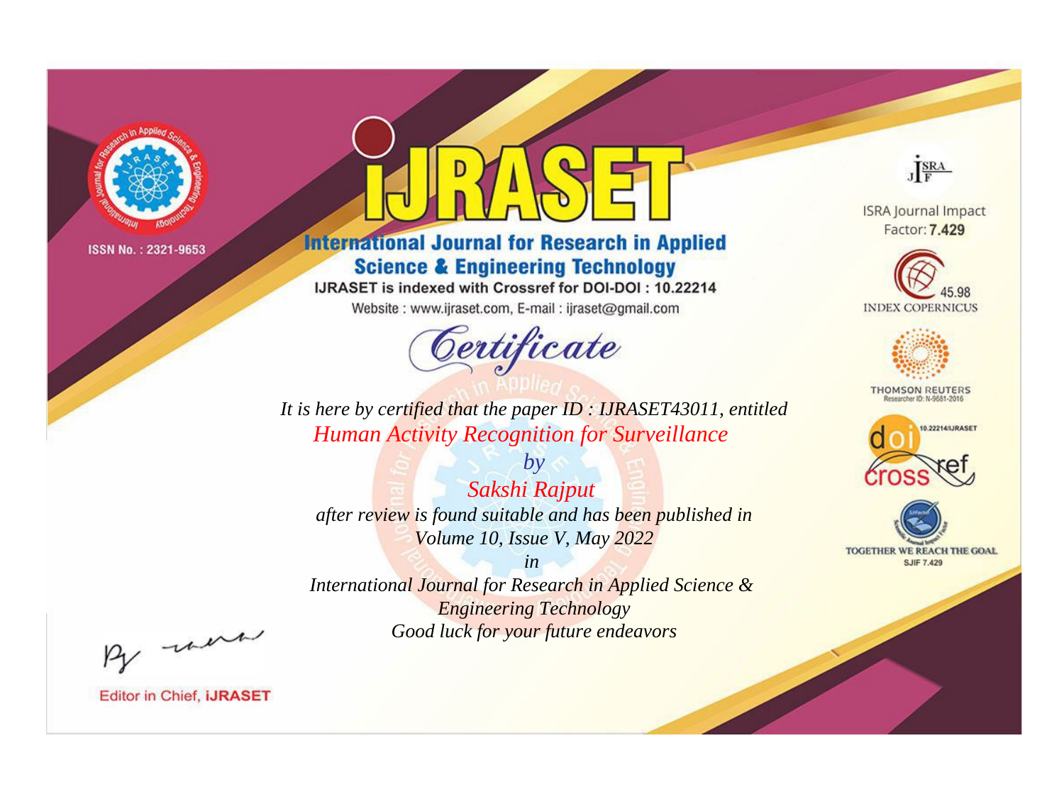ISSN No. : 2321-9653

# IJRASET

## International Journal for Research in Applied Science & Engineering Technology

IJRASET is indexed with Crossref for DOI-DOI : 10.22214

Website : www.ijraset.com, E-mail : ijraset@gmail.com

ISRA Journal Impact Factor: **7.429**

45.98 INDEX COPERNICUS

THOMSON REUTERS Researcher ID: N-9681-2016

10.22214/IJRASET

TOGETHER WE REACH THE GOAL SJIF 7.429

# *Certificate*

*It is here by certified that the paper ID : IJRASET43011, entitled*

*Human Activity Recognition for Surveillance*

*by*

*Sakshi Rajput*

*after review is found suitable and has been published in*

*Volume 10, Issue V, May 2022*

*in*

*International Journal for Research in Applied Science & Engineering Technology*

*Good luck for your future endeavors*

Editor in Chief, **iJRASET**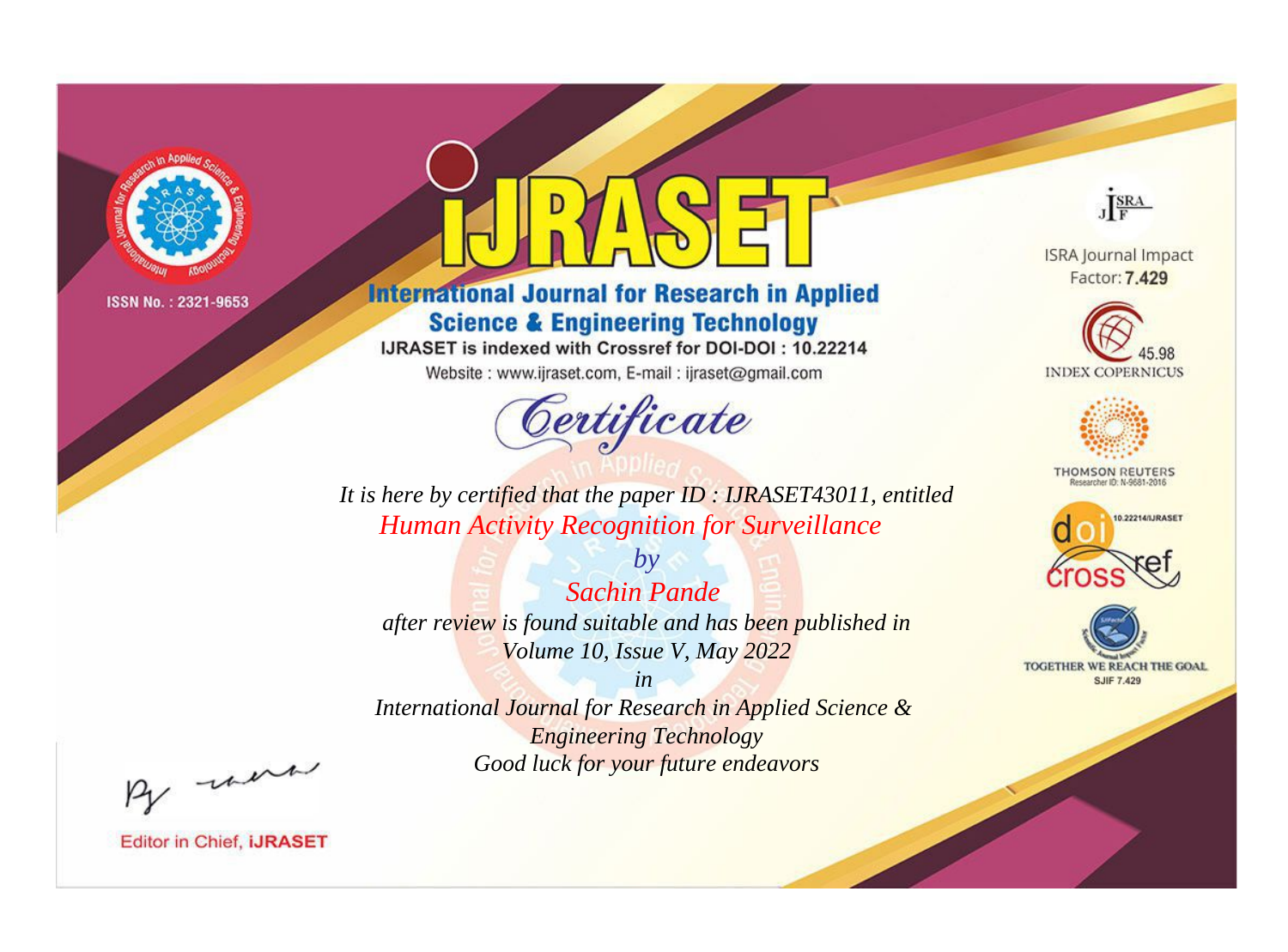ISSN No. : 2321-9653

# iJRASET

## International Journal for Research in Applied Science & Engineering Technology

IJRASET is indexed with Crossref for DOI-DOI : 10.22214

Website : www.ijraset.com, E-mail : ijraset@gmail.com

# Certificate

*It is here by certified that the paper ID : IJRASET43011, entitled*

*Human Activity Recognition for Surveillance*

*by*

*Sachin Pande*

*after review is found suitable and has been published in*

*Volume 10, Issue V, May 2022*

*in*

*International Journal for Research in Applied Science & Engineering Technology*

*Good luck for your future endeavors*

ISRA Journal Impact Factor: **7.429**

45.98 INDEX COPERNICUS

THOMSON REUTERS Researcher ID: N-9681-2016

10.22214/IJRASET

TOGETHER WE REACH THE GOAL SJIF 7.429

Editor in Chief, **iJRASET**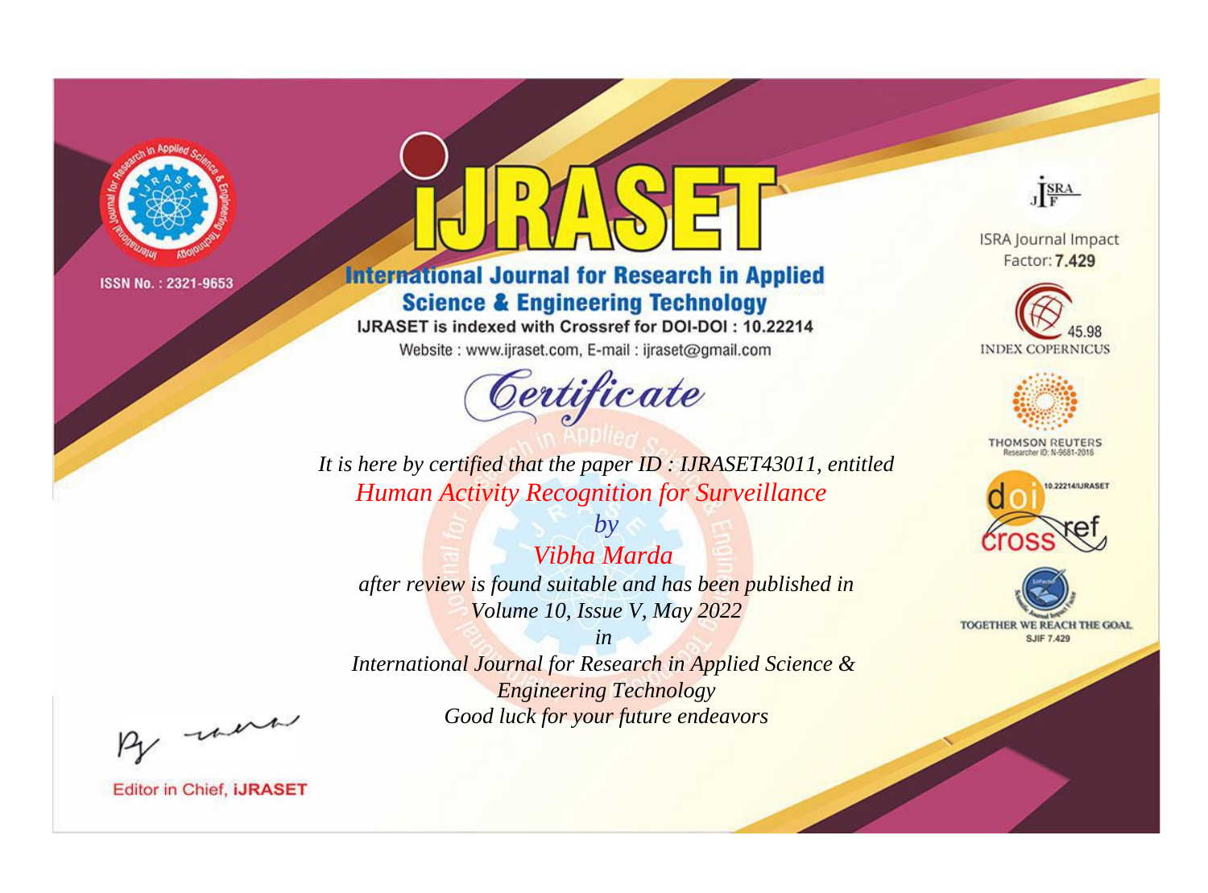ISSN No. : 2321-9653

# iJRASET

## International Journal for Research in Applied Science & Engineering Technology

IJRASET is indexed with Crossref for DOI-DOI : 10.22214

Website : www.ijraset.com, E-mail : ijraset@gmail.com

ISRA Journal Impact Factor: **7.429**

45.98 INDEX COPERNICUS

THOMSON REUTERS Researcher ID: N-9681-2016

10.22214/IJRASET

TOGETHER WE REACH THE GOAL SJIF 7.429

# *Certificate*

*It is here by certified that the paper ID : IJRASET43011, entitled*

*Human Activity Recognition for Surveillance*

*by*

*Vibha Marda*

*after review is found suitable and has been published in*

*Volume 10, Issue V, May 2022*

*in*

*International Journal for Research in Applied Science & Engineering Technology*

*Good luck for your future endeavors*

Editor in Chief, **iJRASET**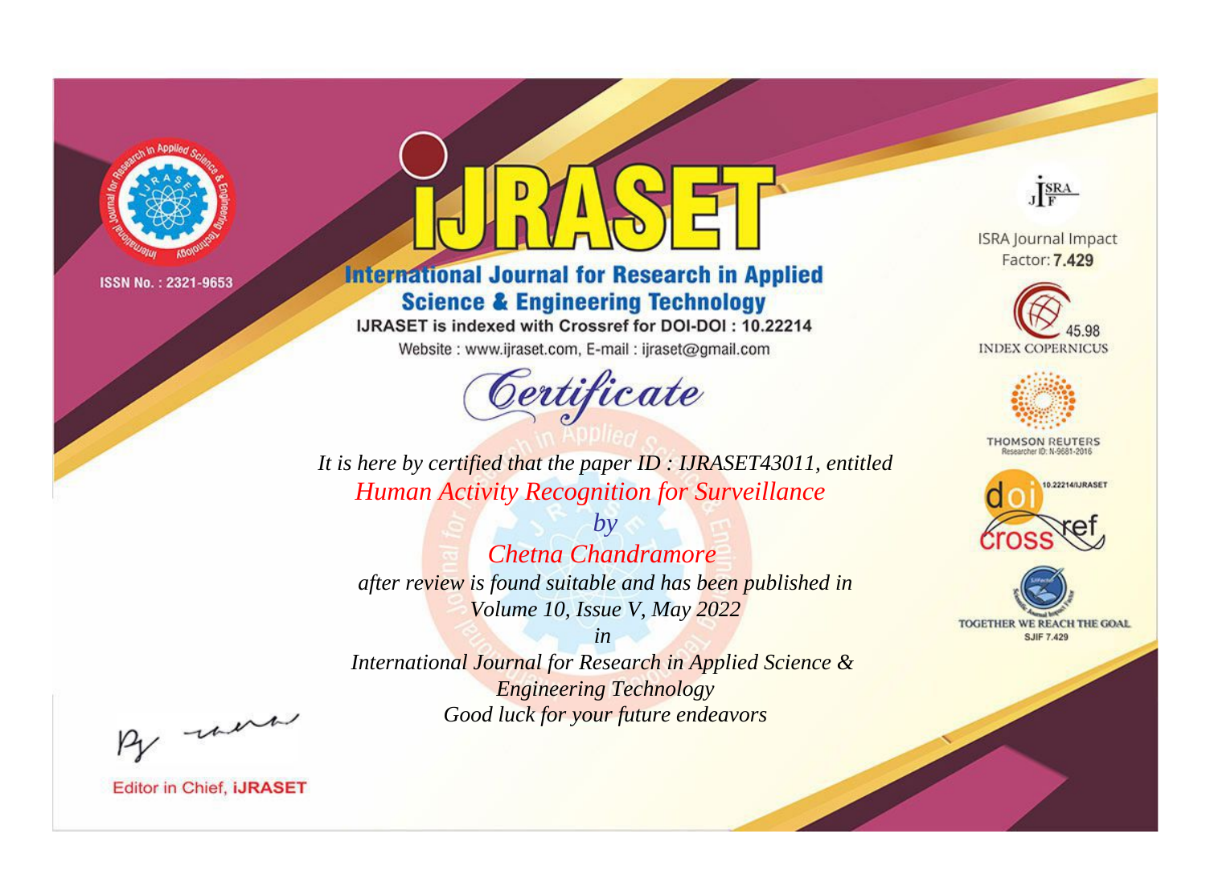ISSN No. : 2321-9653

# iJRASET

## International Journal for Research in Applied Science & Engineering Technology

IJRASET is indexed with Crossref for DOI-DOI : 10.22214

Website : www.ijraset.com, E-mail : ijraset@gmail.com

ISRA Journal Impact Factor: **7.429**

45.98 INDEX COPERNICUS

THOMSON REUTERS Researcher ID: N-9681-2016

10.22214/IJRASET

TOGETHER WE REACH THE GOAL SJIF 7.429

# *Certificate*

*It is here by certified that the paper ID : IJRASET43011, entitled*

*Human Activity Recognition for Surveillance*

*by*

*Chetna Chandramore*

*after review is found suitable and has been published in*

*Volume 10, Issue V, May 2022*

*in*

*International Journal for Research in Applied Science & Engineering Technology*

*Good luck for your future endeavors*

Editor in Chief, **iJRASET**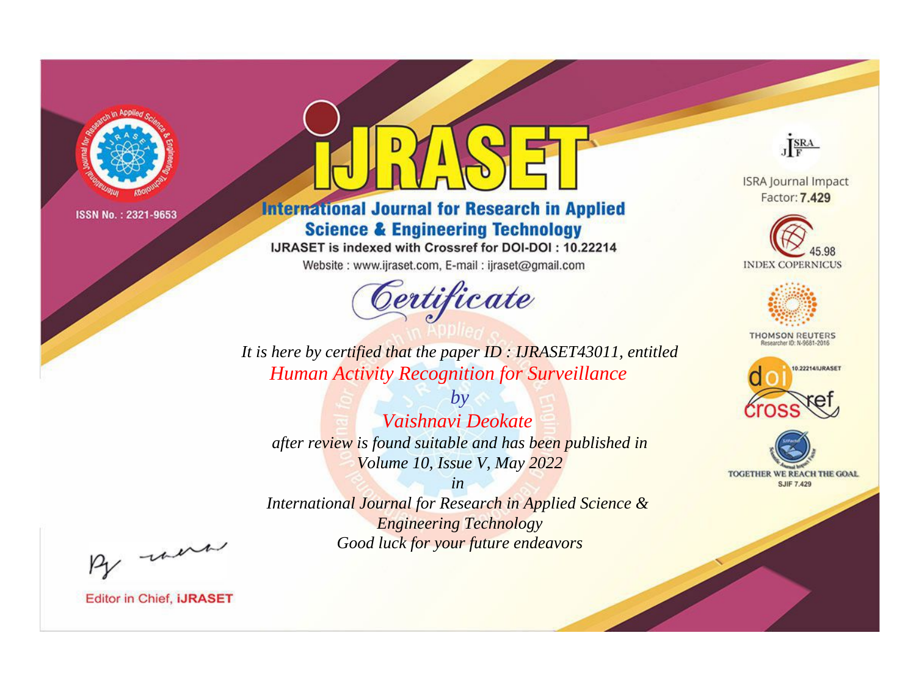ISSN No. : 2321-9653

# IJRASET

## International Journal for Research in Applied Science & Engineering Technology

IJRASET is indexed with Crossref for DOI-DOI : 10.22214

Website : www.ijraset.com, E-mail : ijraset@gmail.com

ISRA Journal Impact Factor: **7.429**

45.98 INDEX COPERNICUS

THOMSON REUTERS Researcher ID: N-9681-2016

10.22214/IJRASET

TOGETHER WE REACH THE GOAL SJIF 7.429

*Certificate*

*It is here by certified that the paper ID : IJRASET43011, entitled*

*Human Activity Recognition for Surveillance*

*by*

*Vaishnavi Deokate*

*after review is found suitable and has been published in*

*Volume 10, Issue V, May 2022*

*in*

*International Journal for Research in Applied Science & Engineering Technology*

*Good luck for your future endeavors*

Editor in Chief, **iJRASET**